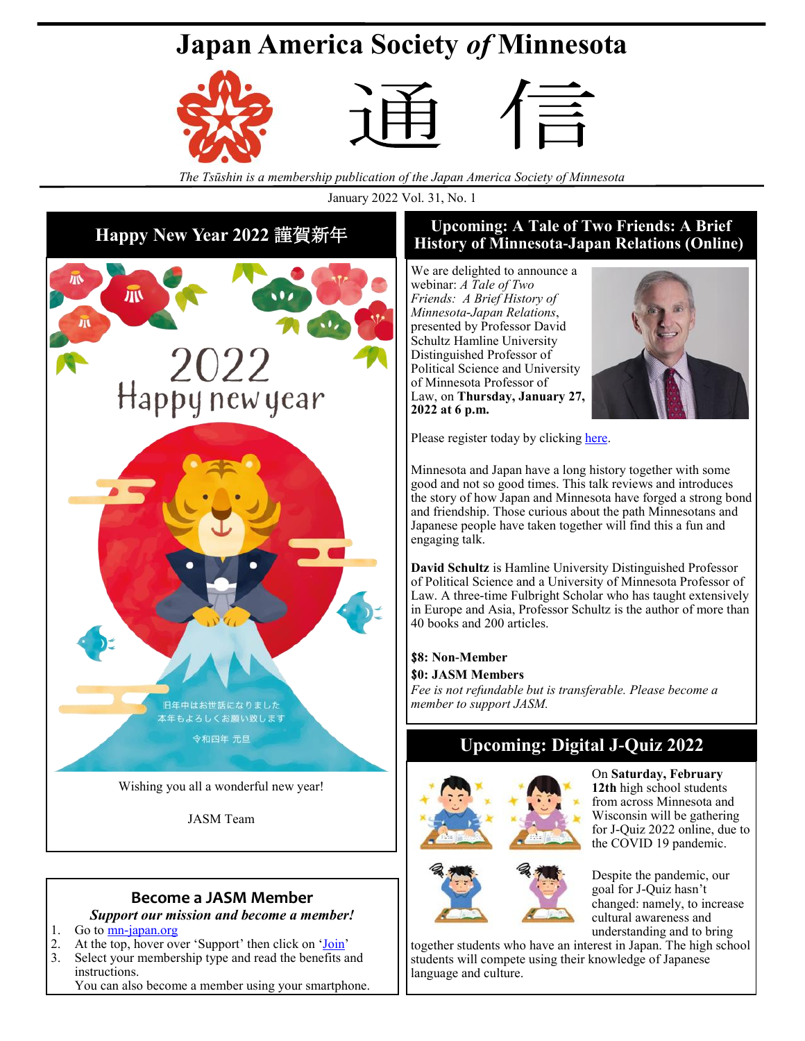# Japan America Society *of* Minnesota

# 通 信

*The Tsūshin is a membership publication of the Japan America Society of Minnesota*

January 2022 Vol. 31, No. 1

## Happy New Year 2022 謹賀新年

2022 Happy new year

旧年中はお世話になりました
本年もよろしくお願い致します
令和四年 元旦

Wishing you all a wonderful new year!

JASM Team

## Become a JASM Member

***Support our mission and become a member!***

1. Go to mn-japan.org
2. At the top, hover over 'Support' then click on 'Join'
3. Select your membership type and read the benefits and instructions.

   You can also become a member using your smartphone.

## Upcoming: A Tale of Two Friends: A Brief History of Minnesota-Japan Relations (Online)

We are delighted to announce a webinar: *A Tale of Two Friends: A Brief History of Minnesota-Japan Relations*, presented by Professor David Schultz Hamline University Distinguished Professor of Political Science and University of Minnesota Professor of Law, on **Thursday, January 27, 2022 at 6 p.m.**

Please register today by clicking here.

Minnesota and Japan have a long history together with some good and not so good times. This talk reviews and introduces the story of how Japan and Minnesota have forged a strong bond and friendship. Those curious about the path Minnesotans and Japanese people have taken together will find this a fun and engaging talk.

**David Schultz** is Hamline University Distinguished Professor of Political Science and a University of Minnesota Professor of Law. A three-time Fulbright Scholar who has taught extensively in Europe and Asia, Professor Schultz is the author of more than 40 books and 200 articles.

**$8: Non-Member**
**$0: JASM Members**
*Fee is not refundable but is transferable. Please become a member to support JASM.*

## Upcoming: Digital J-Quiz 2022

On **Saturday, February 12th** high school students from across Minnesota and Wisconsin will be gathering for J-Quiz 2022 online, due to the COVID 19 pandemic.

Despite the pandemic, our goal for J-Quiz hasn't changed: namely, to increase cultural awareness and understanding and to bring together students who have an interest in Japan. The high school students will compete using their knowledge of Japanese language and culture.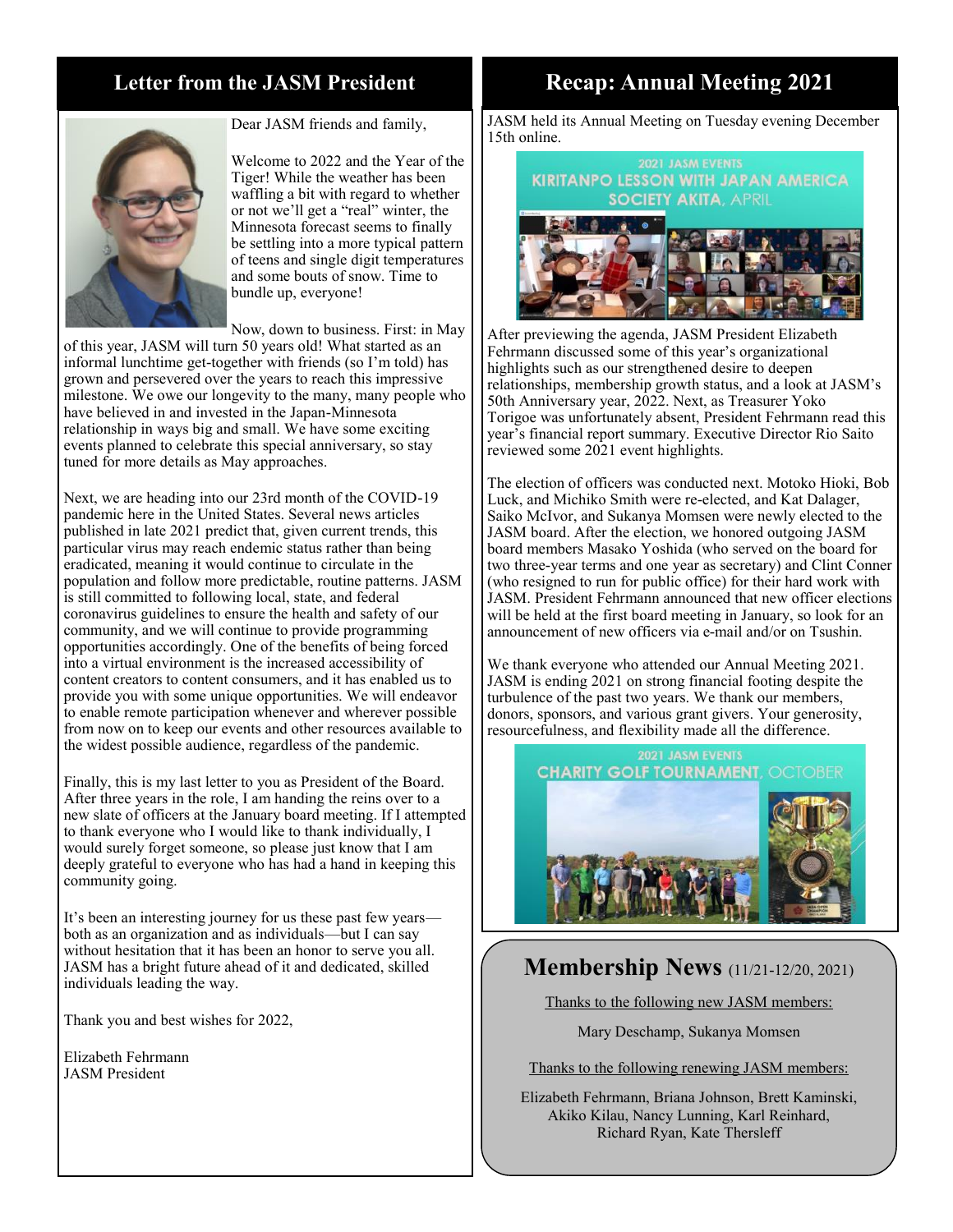## Letter from the JASM President

Dear JASM friends and family,

Welcome to 2022 and the Year of the Tiger! While the weather has been waffling a bit with regard to whether or not we'll get a "real" winter, the Minnesota forecast seems to finally be settling into a more typical pattern of teens and single digit temperatures and some bouts of snow. Time to bundle up, everyone!

Now, down to business. First: in May of this year, JASM will turn 50 years old! What started as an informal lunchtime get-together with friends (so I'm told) has grown and persevered over the years to reach this impressive milestone. We owe our longevity to the many, many people who have believed in and invested in the Japan-Minnesota relationship in ways big and small. We have some exciting events planned to celebrate this special anniversary, so stay tuned for more details as May approaches.

Next, we are heading into our 23rd month of the COVID-19 pandemic here in the United States. Several news articles published in late 2021 predict that, given current trends, this particular virus may reach endemic status rather than being eradicated, meaning it would continue to circulate in the population and follow more predictable, routine patterns. JASM is still committed to following local, state, and federal coronavirus guidelines to ensure the health and safety of our community, and we will continue to provide programming opportunities accordingly. One of the benefits of being forced into a virtual environment is the increased accessibility of content creators to content consumers, and it has enabled us to provide you with some unique opportunities. We will endeavor to enable remote participation whenever and wherever possible from now on to keep our events and other resources available to the widest possible audience, regardless of the pandemic.

Finally, this is my last letter to you as President of the Board. After three years in the role, I am handing the reins over to a new slate of officers at the January board meeting. If I attempted to thank everyone who I would like to thank individually, I would surely forget someone, so please just know that I am deeply grateful to everyone who has had a hand in keeping this community going.

It's been an interesting journey for us these past few years—both as an organization and as individuals—but I can say without hesitation that it has been an honor to serve you all. JASM has a bright future ahead of it and dedicated, skilled individuals leading the way.

Thank you and best wishes for 2022,

Elizabeth Fehrmann
JASM President

## Recap: Annual Meeting 2021

JASM held its Annual Meeting on Tuesday evening December 15th online.

2021 JASM EVENTS
KIRITANPO LESSON WITH JAPAN AMERICA SOCIETY AKITA, APRIL

After previewing the agenda, JASM President Elizabeth Fehrmann discussed some of this year's organizational highlights such as our strengthened desire to deepen relationships, membership growth status, and a look at JASM's 50th Anniversary year, 2022. Next, as Treasurer Yoko Torigoe was unfortunately absent, President Fehrmann read this year's financial report summary. Executive Director Rio Saito reviewed some 2021 event highlights.

The election of officers was conducted next. Motoko Hioki, Bob Luck, and Michiko Smith were re-elected, and Kat Dalager, Saiko McIvor, and Sukanya Momsen were newly elected to the JASM board. After the election, we honored outgoing JASM board members Masako Yoshida (who served on the board for two three-year terms and one year as secretary) and Clint Conner (who resigned to run for public office) for their hard work with JASM. President Fehrmann announced that new officer elections will be held at the first board meeting in January, so look for an announcement of new officers via e-mail and/or on Tsushin.

We thank everyone who attended our Annual Meeting 2021. JASM is ending 2021 on strong financial footing despite the turbulence of the past two years. We thank our members, donors, sponsors, and various grant givers. Your generosity, resourcefulness, and flexibility made all the difference.

2021 JASM EVENTS
CHARITY GOLF TOURNAMENT, OCTOBER

## Membership News (11/21-12/20, 2021)

Thanks to the following new JASM members:

Mary Deschamp, Sukanya Momsen

Thanks to the following renewing JASM members:

Elizabeth Fehrmann, Briana Johnson, Brett Kaminski, Akiko Kilau, Nancy Lunning, Karl Reinhard, Richard Ryan, Kate Thersleff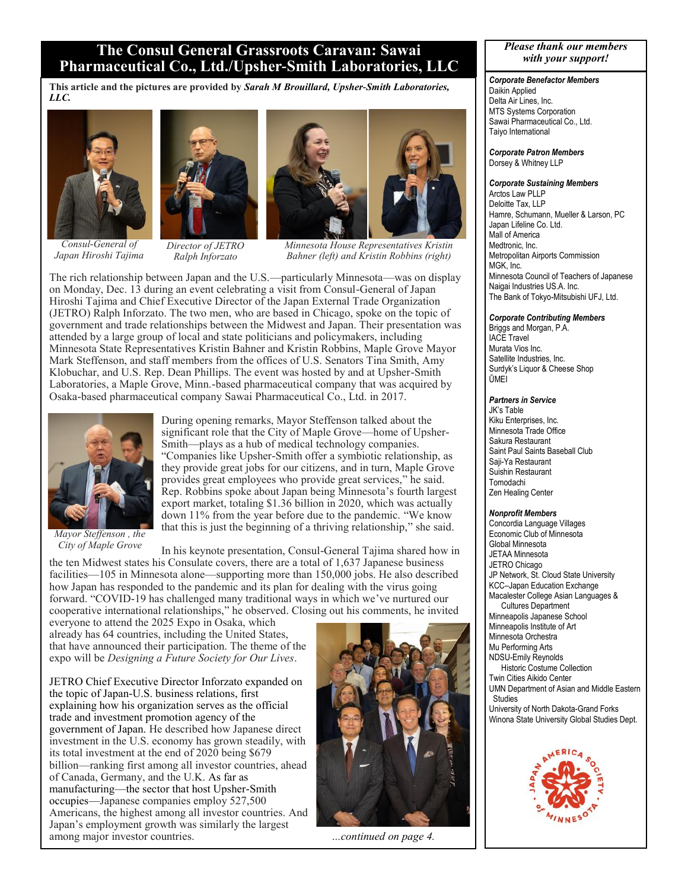# The Consul General Grassroots Caravan: Sawai Pharmaceutical Co., Ltd./Upsher-Smith Laboratories, LLC

**This article and the pictures are provided by *Sarah M Brouillard, Upsher-Smith Laboratories, LLC.***

*Consul-General of Japan Hiroshi Tajima*

*Director of JETRO Ralph Inforzato*

*Minnesota House Representatives Kristin Bahner (left) and Kristin Robbins (right)*

The rich relationship between Japan and the U.S.—particularly Minnesota—was on display on Monday, Dec. 13 during an event celebrating a visit from Consul-General of Japan Hiroshi Tajima and Chief Executive Director of the Japan External Trade Organization (JETRO) Ralph Inforzato. The two men, who are based in Chicago, spoke on the topic of government and trade relationships between the Midwest and Japan. Their presentation was attended by a large group of local and state politicians and policymakers, including Minnesota State Representatives Kristin Bahner and Kristin Robbins, Maple Grove Mayor Mark Steffenson, and staff members from the offices of U.S. Senators Tina Smith, Amy Klobuchar, and U.S. Rep. Dean Phillips. The event was hosted by and at Upsher-Smith Laboratories, a Maple Grove, Minn.-based pharmaceutical company that was acquired by Osaka-based pharmaceutical company Sawai Pharmaceutical Co., Ltd. in 2017.

*Mayor Steffenson , the City of Maple Grove*

During opening remarks, Mayor Steffenson talked about the significant role that the City of Maple Grove—home of Upsher-Smith—plays as a hub of medical technology companies. "Companies like Upsher-Smith offer a symbiotic relationship, as they provide great jobs for our citizens, and in turn, Maple Grove provides great employees who provide great services," he said. Rep. Robbins spoke about Japan being Minnesota's fourth largest export market, totaling $1.36 billion in 2020, which was actually down 11% from the year before due to the pandemic. "We know that this is just the beginning of a thriving relationship," she said.

In his keynote presentation, Consul-General Tajima shared how in the ten Midwest states his Consulate covers, there are a total of 1,637 Japanese business facilities—105 in Minnesota alone—supporting more than 150,000 jobs. He also described how Japan has responded to the pandemic and its plan for dealing with the virus going forward. "COVID-19 has challenged many traditional ways in which we've nurtured our cooperative international relationships," he observed. Closing out his comments, he invited everyone to attend the 2025 Expo in Osaka, which already has 64 countries, including the United States, that have announced their participation. The theme of the expo will be *Designing a Future Society for Our Lives*.

JETRO Chief Executive Director Inforzato expanded on the topic of Japan-U.S. business relations, first explaining how his organization serves as the official trade and investment promotion agency of the government of Japan. He described how Japanese direct investment in the U.S. economy has grown steadily, with its total investment at the end of 2020 being $679 billion—ranking first among all investor countries, ahead of Canada, Germany, and the U.K. As far as manufacturing—the sector that host Upsher-Smith occupies—Japanese companies employ 527,500 Americans, the highest among all investor countries. And Japan's employment growth was similarly the largest among major investor countries.

*...continued on page 4.*

---

***Please thank our members with your support!***

***Corporate Benefactor Members***
Daikin Applied
Delta Air Lines, Inc.
MTS Systems Corporation
Sawai Pharmaceutical Co., Ltd.
Taiyo International

***Corporate Patron Members***
Dorsey & Whitney LLP

***Corporate Sustaining Members***
Arctos Law PLLP
Deloitte Tax, LLP
Hamre, Schumann, Mueller & Larson, PC
Japan Lifeline Co. Ltd.
Mall of America
Medtronic, Inc.
Metropolitan Airports Commission
MGK, Inc.
Minnesota Council of Teachers of Japanese
Naigai Industries USA. Inc.
The Bank of Tokyo-Mitsubishi UFJ, Ltd.

***Corporate Contributing Members***
Briggs and Morgan, P.A.
IACE Travel
Murata Vios Inc.
Satellite Industries, Inc.
Surdyk's Liquor & Cheese Shop
ŪMEI

***Partners in Service***
JK's Table
Kiku Enterprises, Inc.
Minnesota Trade Office
Sakura Restaurant
Saint Paul Saints Baseball Club
Saji-Ya Restaurant
Suishin Restaurant
Tomodachi
Zen Healing Center

***Nonprofit Members***
Concordia Language Villages
Economic Club of Minnesota
Global Minnesota
JETAA Minnesota
JETRO Chicago
JP Network, St. Cloud State University
KCC–Japan Education Exchange
Macalester College Asian Languages & Cultures Department
Minneapolis Japanese School
Minneapolis Institute of Art
Minnesota Orchestra
Mu Performing Arts
NDSU-Emily Reynolds Historic Costume Collection
Twin Cities Aikido Center
UMN Department of Asian and Middle Eastern Studies
University of North Dakota-Grand Forks
Winona State University Global Studies Dept.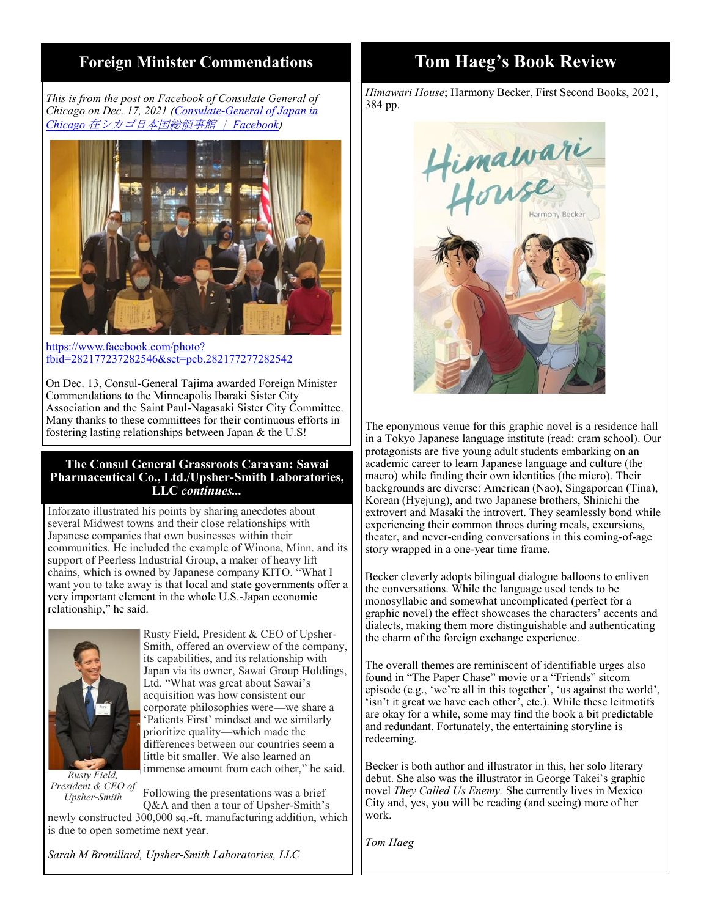## Foreign Minister Commendations

*This is from the post on Facebook of Consulate General of Chicago on Dec. 17, 2021 (Consulate-General of Japan in Chicago 在シカゴ日本国総領事館 | Facebook)*

https://www.facebook.com/photo?fbid=282177237282546&set=pcb.282177277282542

On Dec. 13, Consul-General Tajima awarded Foreign Minister Commendations to the Minneapolis Ibaraki Sister City Association and the Saint Paul-Nagasaki Sister City Committee. Many thanks to these committees for their continuous efforts in fostering lasting relationships between Japan & the U.S!

### The Consul General Grassroots Caravan: Sawai Pharmaceutical Co., Ltd./Upsher-Smith Laboratories, LLC *continues...*

Inforzato illustrated his points by sharing anecdotes about several Midwest towns and their close relationships with Japanese companies that own businesses within their communities. He included the example of Winona, Minn. and its support of Peerless Industrial Group, a maker of heavy lift chains, which is owned by Japanese company KITO. "What I want you to take away is that local and state governments offer a very important element in the whole U.S.-Japan economic relationship," he said.

Rusty Field, President & CEO of Upsher-Smith, offered an overview of the company, its capabilities, and its relationship with Japan via its owner, Sawai Group Holdings, Ltd. "What was great about Sawai's acquisition was how consistent our corporate philosophies were—we share a 'Patients First' mindset and we similarly prioritize quality—which made the differences between our countries seem a little bit smaller. We also learned an immense amount from each other," he said.

*Rusty Field, President & CEO of Upsher-Smith*

Following the presentations was a brief Q&A and then a tour of Upsher-Smith's newly constructed 300,000 sq.-ft. manufacturing addition, which is due to open sometime next year.

*Sarah M Brouillard, Upsher-Smith Laboratories, LLC*

## Tom Haeg's Book Review

*Himawari House*; Harmony Becker, First Second Books, 2021, 384 pp.

The eponymous venue for this graphic novel is a residence hall in a Tokyo Japanese language institute (read: cram school). Our protagonists are five young adult students embarking on an academic career to learn Japanese language and culture (the macro) while finding their own identities (the micro). Their backgrounds are diverse: American (Nao), Singaporean (Tina), Korean (Hyejung), and two Japanese brothers, Shinichi the extrovert and Masaki the introvert. They seamlessly bond while experiencing their common throes during meals, excursions, theater, and never-ending conversations in this coming-of-age story wrapped in a one-year time frame.

Becker cleverly adopts bilingual dialogue balloons to enliven the conversations. While the language used tends to be monosyllabic and somewhat uncomplicated (perfect for a graphic novel) the effect showcases the characters' accents and dialects, making them more distinguishable and authenticating the charm of the foreign exchange experience.

The overall themes are reminiscent of identifiable urges also found in "The Paper Chase" movie or a "Friends" sitcom episode (e.g., 'we're all in this together', 'us against the world', 'isn't it great we have each other', etc.). While these leitmotifs are okay for a while, some may find the book a bit predictable and redundant. Fortunately, the entertaining storyline is redeeming.

Becker is both author and illustrator in this, her solo literary debut. She also was the illustrator in George Takei's graphic novel *They Called Us Enemy.* She currently lives in Mexico City and, yes, you will be reading (and seeing) more of her work.

*Tom Haeg*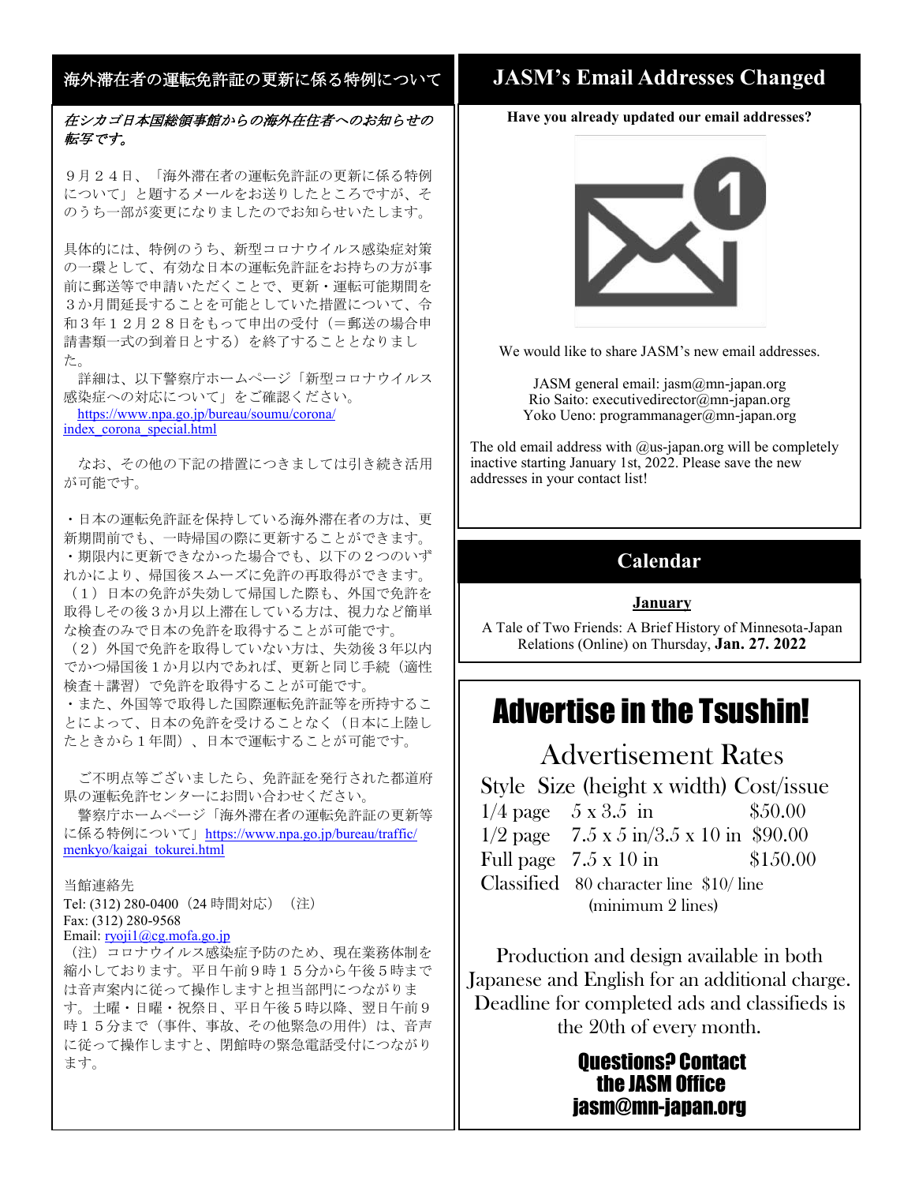## 海外滞在者の運転免許証の更新に係る特例について

*在シカゴ日本国総領事館からの海外在住者へのお知らせの転写です。*

９月２４日、「海外滞在者の運転免許証の更新に係る特例について」と題するメールをお送りしたところですが、そのうち一部が変更になりましたのでお知らせいたします。

具体的には、特例のうち、新型コロナウイルス感染症対策の一環として、有効な日本の運転免許証をお持ちの方が事前に郵送等で申請いただくことで、更新・運転可能期間を３か月間延長することを可能としていた措置について、令和３年１２月２８日をもって申出の受付（＝郵送の場合申請書類一式の到着日とする）を終了することとなりました。

詳細は、以下警察庁ホームページ「新型コロナウイルス感染症への対応について」をご確認ください。
https://www.npa.go.jp/bureau/soumu/corona/index_corona_special.html

なお、その他の下記の措置につきましては引き続き活用が可能です。

・日本の運転免許証を保持している海外滞在者の方は、更新期間前でも、一時帰国の際に更新することができます。
・期限内に更新できなかった場合でも、以下の２つのいずれかにより、帰国後スムーズに免許の再取得ができます。
（１）日本の免許が失効して帰国した際も、外国で免許を取得しその後３か月以上滞在している方は、視力など簡単な検査のみで日本の免許を取得することが可能です。
（２）外国で免許を取得していない方は、失効後３年以内でかつ帰国後１か月以内であれば、更新と同じ手続（適性検査＋講習）で免許を取得することが可能です。
・また、外国等で取得した国際運転免許証等を所持することによって、日本の免許を受けることなく（日本に上陸したときから１年間）、日本で運転することが可能です。

ご不明点等ございましたら、免許証を発行された都道府県の運転免許センターにお問い合わせください。
警察庁ホームページ「海外滞在者の運転免許証の更新等に係る特例について」https://www.npa.go.jp/bureau/traffic/menkyo/kaigai_tokurei.html

当館連絡先
Tel: (312) 280-0400（24 時間対応）（注）
Fax: (312) 280-9568
Email: ryoji1@cg.mofa.go.jp
（注）コロナウイルス感染症予防のため、現在業務体制を縮小しております。平日午前９時１５分から午後５時までは音声案内に従って操作しますと担当部門につながります。土曜・日曜・祝祭日、平日午後５時以降、翌日午前９時１５分まで（事件、事故、その他緊急の用件）は、音声に従って操作しますと、閉館時の緊急電話受付につながります。

## JASM's Email Addresses Changed

**Have you already updated our email addresses?**

We would like to share JASM's new email addresses.

JASM general email: jasm@mn-japan.org
Rio Saito: executivedirector@mn-japan.org
Yoko Ueno: programmanager@mn-japan.org

The old email address with @us-japan.org will be completely inactive starting January 1st, 2022. Please save the new addresses in your contact list!

## Calendar

**January**

A Tale of Two Friends: A Brief History of Minnesota-Japan Relations (Online) on Thursday, **Jan. 27. 2022**

## Advertise in the Tsushin!

### Advertisement Rates

| Style | Size (height x width) | Cost/issue |
|---|---|---|
| 1/4 page | 5 x 3.5 in | $50.00 |
| 1/2 page | 7.5 x 5 in/3.5 x 10 in | $90.00 |
| Full page | 7.5 x 10 in | $150.00 |
| Classified | 80 character line (minimum 2 lines) | $10/ line |

Production and design available in both Japanese and English for an additional charge. Deadline for completed ads and classifieds is the 20th of every month.

**Questions? Contact the JASM Office jasm@mn-japan.org**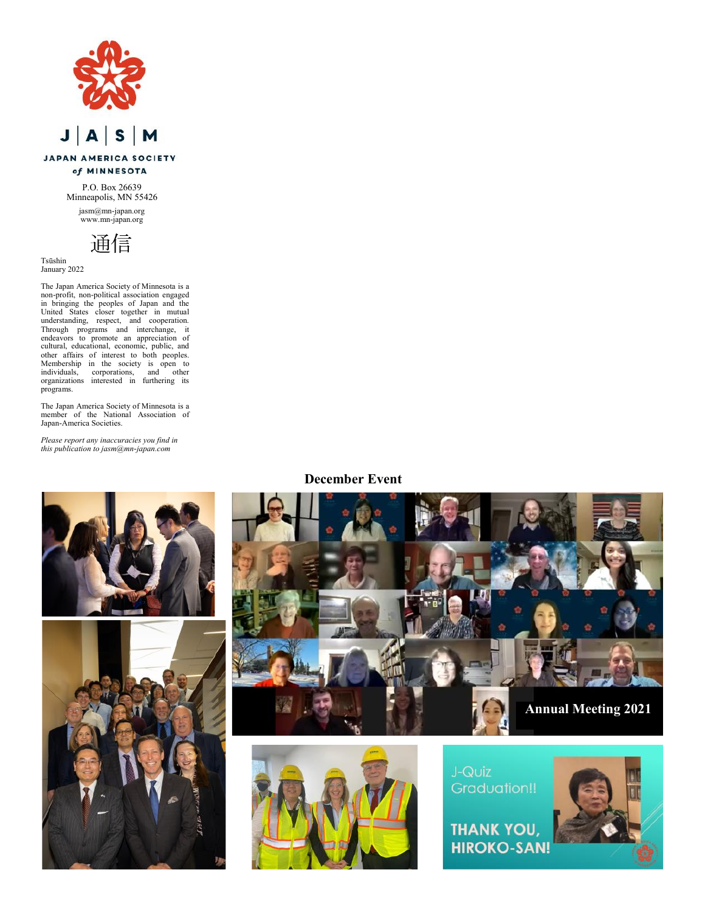JAPAN AMERICA SOCIETY of MINNESOTA

P.O. Box 26639
Minneapolis, MN 55426

jasm@mn-japan.org
www.mn-japan.org

通信

Tsūshin
January 2022

The Japan America Society of Minnesota is a non-profit, non-political association engaged in bringing the peoples of Japan and the United States closer together in mutual understanding, respect, and cooperation. Through programs and interchange, it endeavors to promote an appreciation of cultural, educational, economic, public, and other affairs of interest to both peoples. Membership in the society is open to individuals, corporations, and other organizations interested in furthering its programs.

The Japan America Society of Minnesota is a member of the National Association of Japan-America Societies.

*Please report any inaccuracies you find in this publication to jasm@mn-japan.com*

## December Event

Annual Meeting 2021

J-Quiz Graduation!!

THANK YOU, HIROKO-SAN!